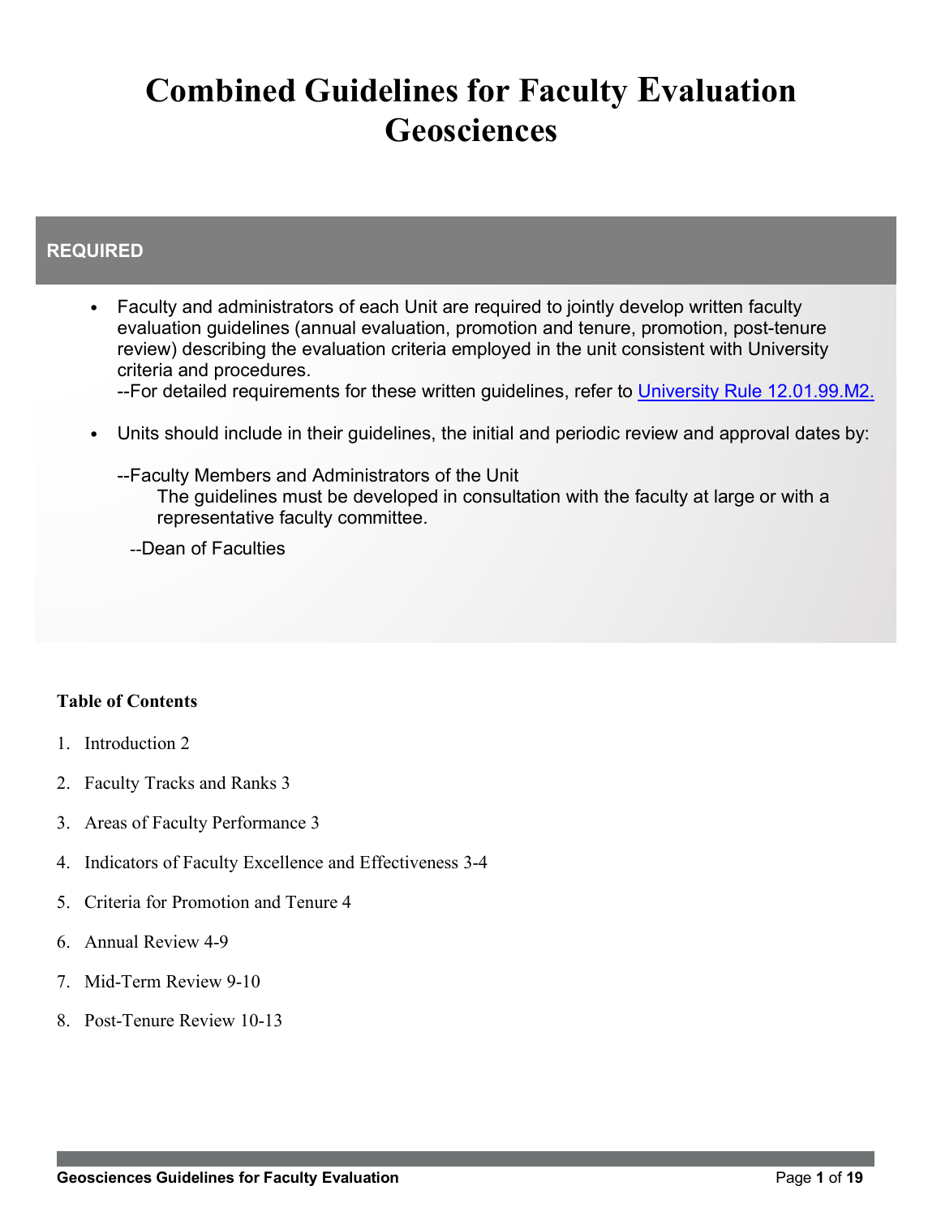# Combined Guidelines for Faculty Evaluation Geosciences

## REQUIRED

- Faculty and administrators of each Unit are required to jointly develop written faculty evaluation guidelines (annual evaluation, promotion and tenure, promotion, post-tenure review) describing the evaluation criteria employed in the unit consistent with University criteria and procedures.
  --For detailed requirements for these written guidelines, refer to University Rule 12.01.99.M2.

- Units should include in their guidelines, the initial and periodic review and approval dates by:

  --Faculty Members and Administrators of the Unit
  The guidelines must be developed in consultation with the faculty at large or with a representative faculty committee.

  --Dean of Faculties

**Table of Contents**

1. Introduction 2
2. Faculty Tracks and Ranks 3
3. Areas of Faculty Performance 3
4. Indicators of Faculty Excellence and Effectiveness 3-4
5. Criteria for Promotion and Tenure 4
6. Annual Review 4-9
7. Mid-Term Review 9-10
8. Post-Tenure Review 10-13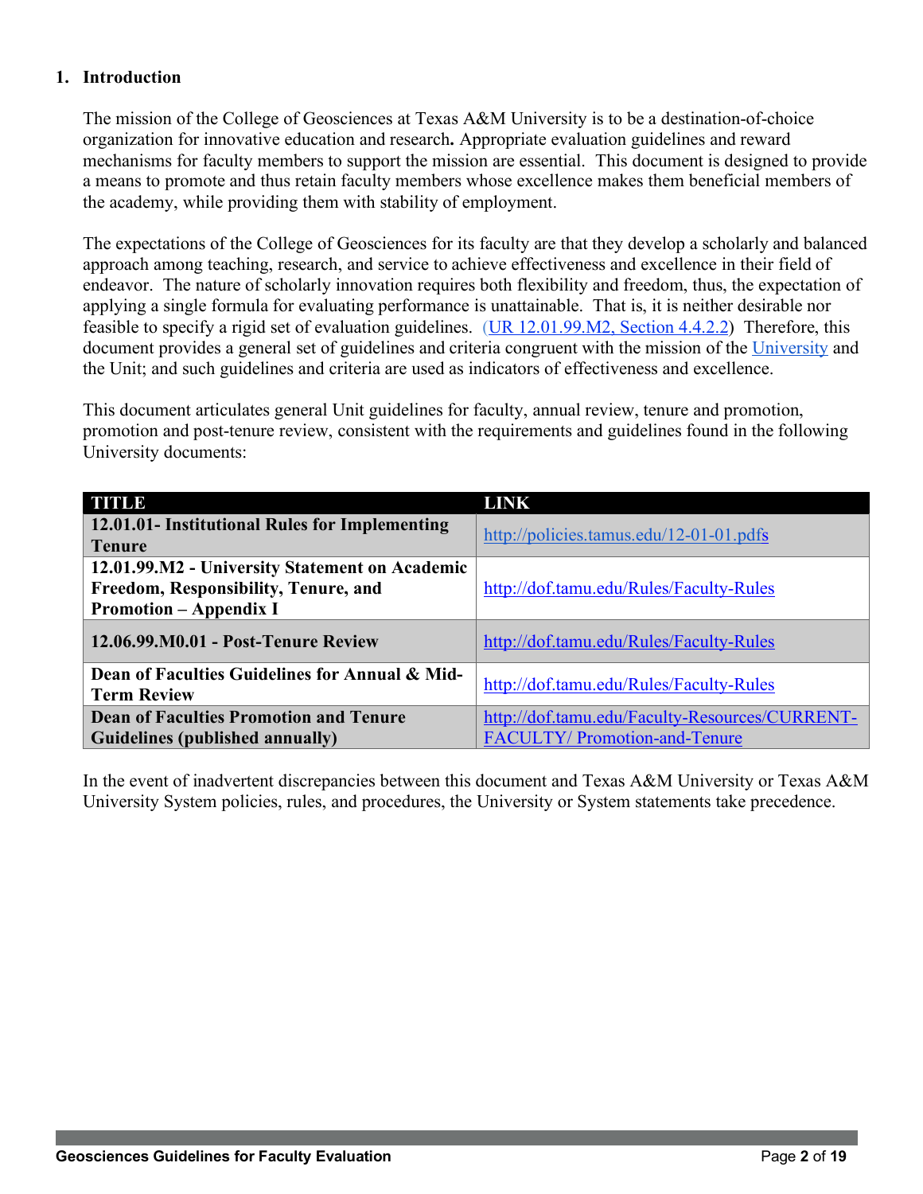## 1. Introduction

The mission of the College of Geosciences at Texas A&M University is to be a destination-of-choice organization for innovative education and research**.** Appropriate evaluation guidelines and reward mechanisms for faculty members to support the mission are essential. This document is designed to provide a means to promote and thus retain faculty members whose excellence makes them beneficial members of the academy, while providing them with stability of employment.

The expectations of the College of Geosciences for its faculty are that they develop a scholarly and balanced approach among teaching, research, and service to achieve effectiveness and excellence in their field of endeavor. The nature of scholarly innovation requires both flexibility and freedom, thus, the expectation of applying a single formula for evaluating performance is unattainable. That is, it is neither desirable nor feasible to specify a rigid set of evaluation guidelines. (UR 12.01.99.M2, Section 4.4.2.2) Therefore, this document provides a general set of guidelines and criteria congruent with the mission of the University and the Unit; and such guidelines and criteria are used as indicators of effectiveness and excellence.

This document articulates general Unit guidelines for faculty, annual review, tenure and promotion, promotion and post-tenure review, consistent with the requirements and guidelines found in the following University documents:

| TITLE | LINK |
|---|---|
| **12.01.01- Institutional Rules for Implementing Tenure** | http://policies.tamus.edu/12-01-01.pdfs |
| **12.01.99.M2 - University Statement on Academic Freedom, Responsibility, Tenure, and Promotion – Appendix I** | http://dof.tamu.edu/Rules/Faculty-Rules |
| **12.06.99.M0.01 - Post-Tenure Review** | http://dof.tamu.edu/Rules/Faculty-Rules |
| **Dean of Faculties Guidelines for Annual & Mid-Term Review** | http://dof.tamu.edu/Rules/Faculty-Rules |
| **Dean of Faculties Promotion and Tenure Guidelines (published annually)** | http://dof.tamu.edu/Faculty-Resources/CURRENT-FACULTY/ Promotion-and-Tenure |

In the event of inadvertent discrepancies between this document and Texas A&M University or Texas A&M University System policies, rules, and procedures, the University or System statements take precedence.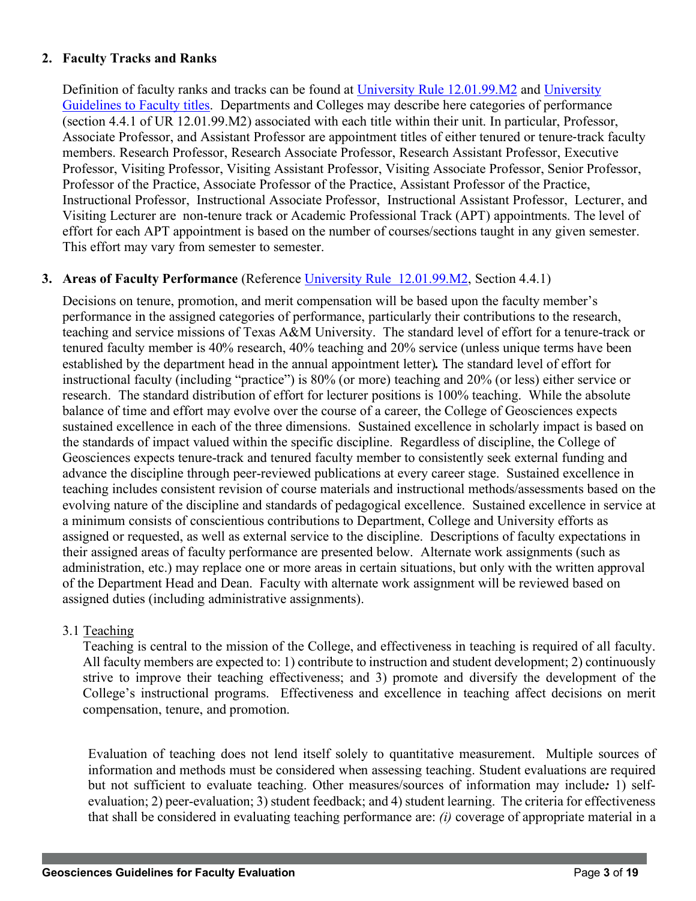## 2. Faculty Tracks and Ranks

Definition of faculty ranks and tracks can be found at [University Rule 12.01.99.M2](#) and [University Guidelines to Faculty titles](#). Departments and Colleges may describe here categories of performance (section 4.4.1 of UR 12.01.99.M2) associated with each title within their unit. In particular, Professor, Associate Professor, and Assistant Professor are appointment titles of either tenured or tenure-track faculty members. Research Professor, Research Associate Professor, Research Assistant Professor, Executive Professor, Visiting Professor, Visiting Assistant Professor, Visiting Associate Professor, Senior Professor, Professor of the Practice, Associate Professor of the Practice, Assistant Professor of the Practice, Instructional Professor, Instructional Associate Professor, Instructional Assistant Professor, Lecturer, and Visiting Lecturer are non-tenure track or Academic Professional Track (APT) appointments. The level of effort for each APT appointment is based on the number of courses/sections taught in any given semester. This effort may vary from semester to semester.

## 3. Areas of Faculty Performance (Reference [University Rule 12.01.99.M2](#), Section 4.4.1)

Decisions on tenure, promotion, and merit compensation will be based upon the faculty member's performance in the assigned categories of performance, particularly their contributions to the research, teaching and service missions of Texas A&M University. The standard level of effort for a tenure-track or tenured faculty member is 40% research, 40% teaching and 20% service (unless unique terms have been established by the department head in the annual appointment letter)**.** The standard level of effort for instructional faculty (including "practice") is 80% (or more) teaching and 20% (or less) either service or research. The standard distribution of effort for lecturer positions is 100% teaching. While the absolute balance of time and effort may evolve over the course of a career, the College of Geosciences expects sustained excellence in each of the three dimensions. Sustained excellence in scholarly impact is based on the standards of impact valued within the specific discipline. Regardless of discipline, the College of Geosciences expects tenure-track and tenured faculty member to consistently seek external funding and advance the discipline through peer-reviewed publications at every career stage. Sustained excellence in teaching includes consistent revision of course materials and instructional methods/assessments based on the evolving nature of the discipline and standards of pedagogical excellence. Sustained excellence in service at a minimum consists of conscientious contributions to Department, College and University efforts as assigned or requested, as well as external service to the discipline. Descriptions of faculty expectations in their assigned areas of faculty performance are presented below. Alternate work assignments (such as administration, etc.) may replace one or more areas in certain situations, but only with the written approval of the Department Head and Dean. Faculty with alternate work assignment will be reviewed based on assigned duties (including administrative assignments).

### 3.1 Teaching

Teaching is central to the mission of the College, and effectiveness in teaching is required of all faculty. All faculty members are expected to: 1) contribute to instruction and student development; 2) continuously strive to improve their teaching effectiveness; and 3) promote and diversify the development of the College's instructional programs. Effectiveness and excellence in teaching affect decisions on merit compensation, tenure, and promotion.

Evaluation of teaching does not lend itself solely to quantitative measurement. Multiple sources of information and methods must be considered when assessing teaching. Student evaluations are required but not sufficient to evaluate teaching. Other measures/sources of information may include***:*** 1) self-evaluation; 2) peer-evaluation; 3) student feedback; and 4) student learning. The criteria for effectiveness that shall be considered in evaluating teaching performance are: *(i)* coverage of appropriate material in a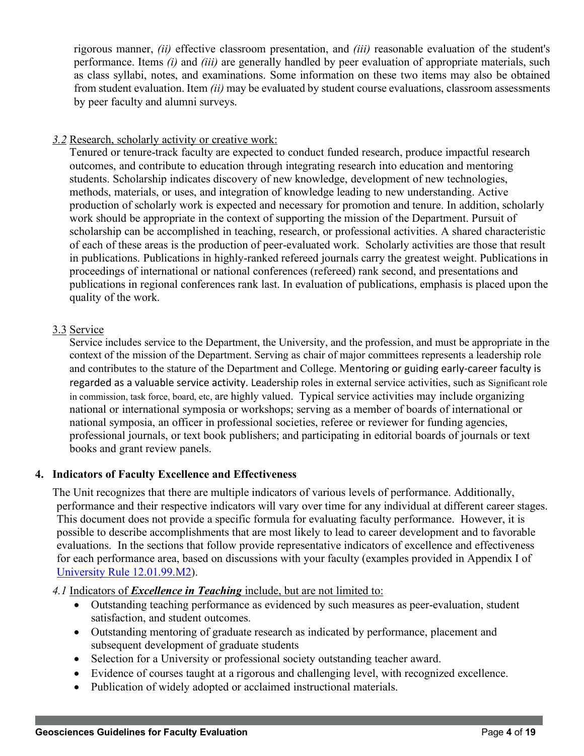rigorous manner, *(ii)* effective classroom presentation, and *(iii)* reasonable evaluation of the student's performance. Items *(i)* and *(iii)* are generally handled by peer evaluation of appropriate materials, such as class syllabi, notes, and examinations. Some information on these two items may also be obtained from student evaluation. Item *(ii)* may be evaluated by student course evaluations, classroom assessments by peer faculty and alumni surveys.

*3.2* Research, scholarly activity or creative work:

Tenured or tenure-track faculty are expected to conduct funded research, produce impactful research outcomes, and contribute to education through integrating research into education and mentoring students. Scholarship indicates discovery of new knowledge, development of new technologies, methods, materials, or uses, and integration of knowledge leading to new understanding. Active production of scholarly work is expected and necessary for promotion and tenure. In addition, scholarly work should be appropriate in the context of supporting the mission of the Department. Pursuit of scholarship can be accomplished in teaching, research, or professional activities. A shared characteristic of each of these areas is the production of peer-evaluated work. Scholarly activities are those that result in publications. Publications in highly-ranked refereed journals carry the greatest weight. Publications in proceedings of international or national conferences (refereed) rank second, and presentations and publications in regional conferences rank last. In evaluation of publications, emphasis is placed upon the quality of the work.

3.3 Service

Service includes service to the Department, the University, and the profession, and must be appropriate in the context of the mission of the Department. Serving as chair of major committees represents a leadership role and contributes to the stature of the Department and College. Mentoring or guiding early-career faculty is regarded as a valuable service activity. Leadership roles in external service activities, such as Significant role in commission, task force, board, etc, are highly valued. Typical service activities may include organizing national or international symposia or workshops; serving as a member of boards of international or national symposia, an officer in professional societies, referee or reviewer for funding agencies, professional journals, or text book publishers; and participating in editorial boards of journals or text books and grant review panels.

## 4. Indicators of Faculty Excellence and Effectiveness

The Unit recognizes that there are multiple indicators of various levels of performance. Additionally, performance and their respective indicators will vary over time for any individual at different career stages. This document does not provide a specific formula for evaluating faculty performance. However, it is possible to describe accomplishments that are most likely to lead to career development and to favorable evaluations. In the sections that follow provide representative indicators of excellence and effectiveness for each performance area, based on discussions with your faculty (examples provided in Appendix I of University Rule 12.01.99.M2).

*4.1* Indicators of ***Excellence in Teaching*** include, but are not limited to:

- Outstanding teaching performance as evidenced by such measures as peer-evaluation, student satisfaction, and student outcomes.
- Outstanding mentoring of graduate research as indicated by performance, placement and subsequent development of graduate students
- Selection for a University or professional society outstanding teacher award.
- Evidence of courses taught at a rigorous and challenging level, with recognized excellence.
- Publication of widely adopted or acclaimed instructional materials.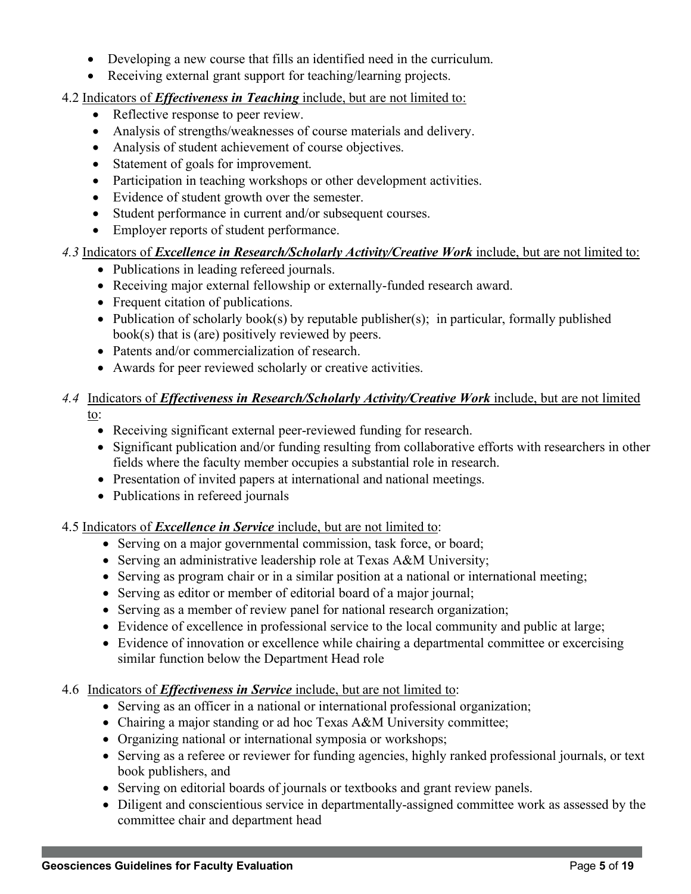- Developing a new course that fills an identified need in the curriculum.
- Receiving external grant support for teaching/learning projects.

4.2 Indicators of ***Effectiveness in Teaching*** include, but are not limited to:

- Reflective response to peer review.
- Analysis of strengths/weaknesses of course materials and delivery.
- Analysis of student achievement of course objectives.
- Statement of goals for improvement.
- Participation in teaching workshops or other development activities.
- Evidence of student growth over the semester.
- Student performance in current and/or subsequent courses.
- Employer reports of student performance.

*4.3* Indicators of ***Excellence in Research/Scholarly Activity/Creative Work*** include, but are not limited to:

- Publications in leading refereed journals.
- Receiving major external fellowship or externally-funded research award.
- Frequent citation of publications.
- Publication of scholarly book(s) by reputable publisher(s); in particular, formally published book(s) that is (are) positively reviewed by peers.
- Patents and/or commercialization of research.
- Awards for peer reviewed scholarly or creative activities.

*4.4* Indicators of ***Effectiveness in Research/Scholarly Activity/Creative Work*** include, but are not limited to:

- Receiving significant external peer-reviewed funding for research.
- Significant publication and/or funding resulting from collaborative efforts with researchers in other fields where the faculty member occupies a substantial role in research.
- Presentation of invited papers at international and national meetings.
- Publications in refereed journals

4.5 Indicators of ***Excellence in Service*** include, but are not limited to:

- Serving on a major governmental commission, task force, or board;
- Serving an administrative leadership role at Texas A&M University;
- Serving as program chair or in a similar position at a national or international meeting;
- Serving as editor or member of editorial board of a major journal;
- Serving as a member of review panel for national research organization;
- Evidence of excellence in professional service to the local community and public at large;
- Evidence of innovation or excellence while chairing a departmental committee or excercising similar function below the Department Head role

4.6 Indicators of ***Effectiveness in Service*** include, but are not limited to:

- Serving as an officer in a national or international professional organization;
- Chairing a major standing or ad hoc Texas A&M University committee;
- Organizing national or international symposia or workshops;
- Serving as a referee or reviewer for funding agencies, highly ranked professional journals, or text book publishers, and
- Serving on editorial boards of journals or textbooks and grant review panels.
- Diligent and conscientious service in departmentally-assigned committee work as assessed by the committee chair and department head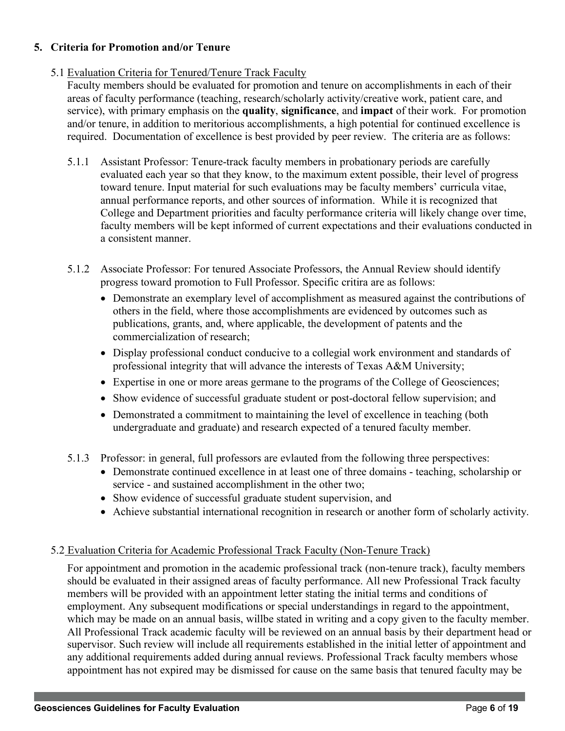## 5. Criteria for Promotion and/or Tenure

### 5.1 Evaluation Criteria for Tenured/Tenure Track Faculty

Faculty members should be evaluated for promotion and tenure on accomplishments in each of their areas of faculty performance (teaching, research/scholarly activity/creative work, patient care, and service), with primary emphasis on the **quality**, **significance**, and **impact** of their work. For promotion and/or tenure, in addition to meritorious accomplishments, a high potential for continued excellence is required. Documentation of excellence is best provided by peer review. The criteria are as follows:

5.1.1 Assistant Professor: Tenure-track faculty members in probationary periods are carefully evaluated each year so that they know, to the maximum extent possible, their level of progress toward tenure. Input material for such evaluations may be faculty members' curricula vitae, annual performance reports, and other sources of information. While it is recognized that College and Department priorities and faculty performance criteria will likely change over time, faculty members will be kept informed of current expectations and their evaluations conducted in a consistent manner.

5.1.2 Associate Professor: For tenured Associate Professors, the Annual Review should identify progress toward promotion to Full Professor. Specific critira are as follows:

- Demonstrate an exemplary level of accomplishment as measured against the contributions of others in the field, where those accomplishments are evidenced by outcomes such as publications, grants, and, where applicable, the development of patents and the commercialization of research;
- Display professional conduct conducive to a collegial work environment and standards of professional integrity that will advance the interests of Texas A&M University;
- Expertise in one or more areas germane to the programs of the College of Geosciences;
- Show evidence of successful graduate student or post-doctoral fellow supervision; and
- Demonstrated a commitment to maintaining the level of excellence in teaching (both undergraduate and graduate) and research expected of a tenured faculty member.

5.1.3 Professor: in general, full professors are evlauted from the following three perspectives:

- Demonstrate continued excellence in at least one of three domains - teaching, scholarship or service - and sustained accomplishment in the other two;
- Show evidence of successful graduate student supervision, and
- Achieve substantial international recognition in research or another form of scholarly activity.

### 5.2 Evaluation Criteria for Academic Professional Track Faculty (Non-Tenure Track)

For appointment and promotion in the academic professional track (non-tenure track), faculty members should be evaluated in their assigned areas of faculty performance. All new Professional Track faculty members will be provided with an appointment letter stating the initial terms and conditions of employment. Any subsequent modifications or special understandings in regard to the appointment, which may be made on an annual basis, willbe stated in writing and a copy given to the faculty member. All Professional Track academic faculty will be reviewed on an annual basis by their department head or supervisor. Such review will include all requirements established in the initial letter of appointment and any additional requirements added during annual reviews. Professional Track faculty members whose appointment has not expired may be dismissed for cause on the same basis that tenured faculty may be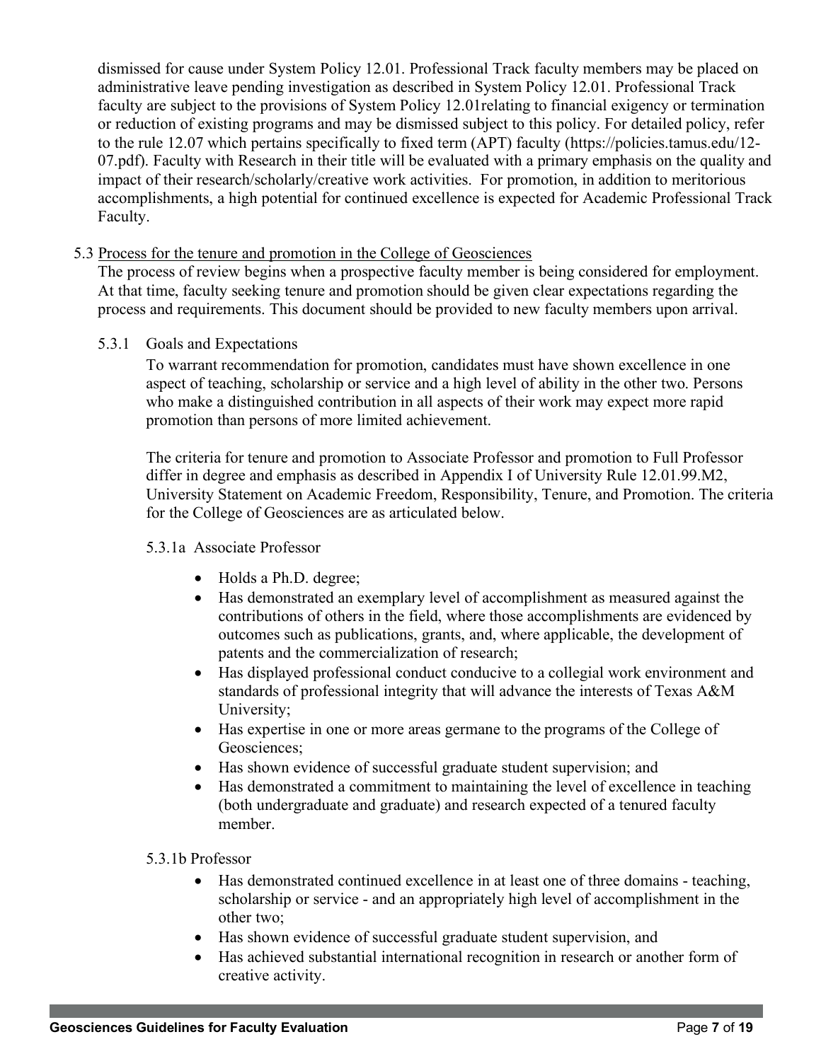dismissed for cause under System Policy 12.01. Professional Track faculty members may be placed on administrative leave pending investigation as described in System Policy 12.01. Professional Track faculty are subject to the provisions of System Policy 12.01relating to financial exigency or termination or reduction of existing programs and may be dismissed subject to this policy. For detailed policy, refer to the rule 12.07 which pertains specifically to fixed term (APT) faculty (https://policies.tamus.edu/12-07.pdf). Faculty with Research in their title will be evaluated with a primary emphasis on the quality and impact of their research/scholarly/creative work activities. For promotion, in addition to meritorious accomplishments, a high potential for continued excellence is expected for Academic Professional Track Faculty.

### 5.3 Process for the tenure and promotion in the College of Geosciences

The process of review begins when a prospective faculty member is being considered for employment. At that time, faculty seeking tenure and promotion should be given clear expectations regarding the process and requirements. This document should be provided to new faculty members upon arrival.

#### 5.3.1 Goals and Expectations

To warrant recommendation for promotion, candidates must have shown excellence in one aspect of teaching, scholarship or service and a high level of ability in the other two. Persons who make a distinguished contribution in all aspects of their work may expect more rapid promotion than persons of more limited achievement.

The criteria for tenure and promotion to Associate Professor and promotion to Full Professor differ in degree and emphasis as described in Appendix I of University Rule 12.01.99.M2, University Statement on Academic Freedom, Responsibility, Tenure, and Promotion. The criteria for the College of Geosciences are as articulated below.

##### 5.3.1a Associate Professor

- Holds a Ph.D. degree;
- Has demonstrated an exemplary level of accomplishment as measured against the contributions of others in the field, where those accomplishments are evidenced by outcomes such as publications, grants, and, where applicable, the development of patents and the commercialization of research;
- Has displayed professional conduct conducive to a collegial work environment and standards of professional integrity that will advance the interests of Texas A&M University;
- Has expertise in one or more areas germane to the programs of the College of Geosciences;
- Has shown evidence of successful graduate student supervision; and
- Has demonstrated a commitment to maintaining the level of excellence in teaching (both undergraduate and graduate) and research expected of a tenured faculty member.

##### 5.3.1b Professor

- Has demonstrated continued excellence in at least one of three domains - teaching, scholarship or service - and an appropriately high level of accomplishment in the other two;
- Has shown evidence of successful graduate student supervision, and
- Has achieved substantial international recognition in research or another form of creative activity.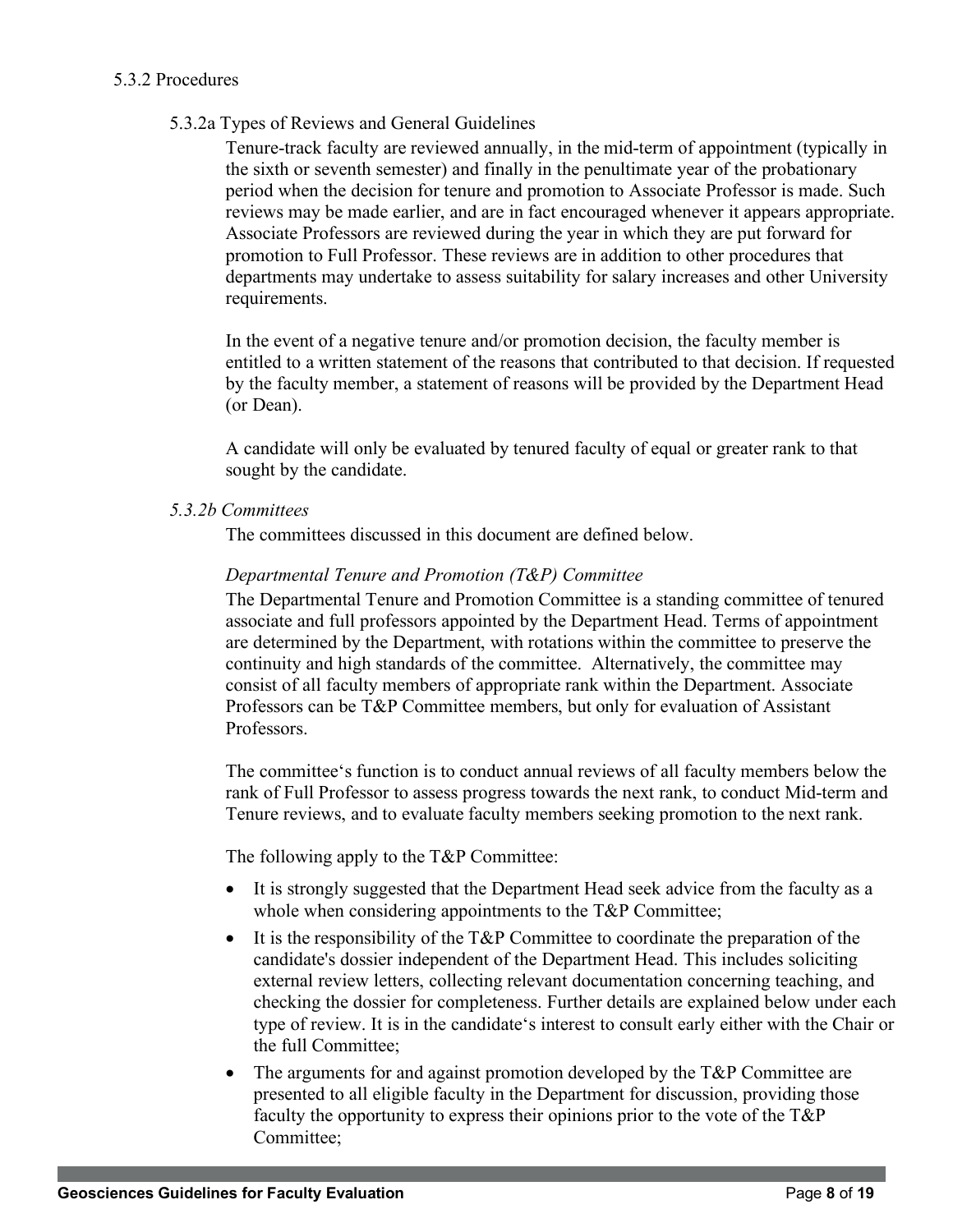#### 5.3.2 Procedures

##### 5.3.2a Types of Reviews and General Guidelines

Tenure-track faculty are reviewed annually, in the mid-term of appointment (typically in the sixth or seventh semester) and finally in the penultimate year of the probationary period when the decision for tenure and promotion to Associate Professor is made. Such reviews may be made earlier, and are in fact encouraged whenever it appears appropriate. Associate Professors are reviewed during the year in which they are put forward for promotion to Full Professor. These reviews are in addition to other procedures that departments may undertake to assess suitability for salary increases and other University requirements.

In the event of a negative tenure and/or promotion decision, the faculty member is entitled to a written statement of the reasons that contributed to that decision. If requested by the faculty member, a statement of reasons will be provided by the Department Head (or Dean).

A candidate will only be evaluated by tenured faculty of equal or greater rank to that sought by the candidate.

##### *5.3.2b Committees*

The committees discussed in this document are defined below.

*Departmental Tenure and Promotion (T&P) Committee*

The Departmental Tenure and Promotion Committee is a standing committee of tenured associate and full professors appointed by the Department Head. Terms of appointment are determined by the Department, with rotations within the committee to preserve the continuity and high standards of the committee. Alternatively, the committee may consist of all faculty members of appropriate rank within the Department. Associate Professors can be T&P Committee members, but only for evaluation of Assistant Professors.

The committee's function is to conduct annual reviews of all faculty members below the rank of Full Professor to assess progress towards the next rank, to conduct Mid-term and Tenure reviews, and to evaluate faculty members seeking promotion to the next rank.

The following apply to the T&P Committee:

- It is strongly suggested that the Department Head seek advice from the faculty as a whole when considering appointments to the T&P Committee;
- It is the responsibility of the T&P Committee to coordinate the preparation of the candidate's dossier independent of the Department Head. This includes soliciting external review letters, collecting relevant documentation concerning teaching, and checking the dossier for completeness. Further details are explained below under each type of review. It is in the candidate's interest to consult early either with the Chair or the full Committee;
- The arguments for and against promotion developed by the T&P Committee are presented to all eligible faculty in the Department for discussion, providing those faculty the opportunity to express their opinions prior to the vote of the T&P Committee;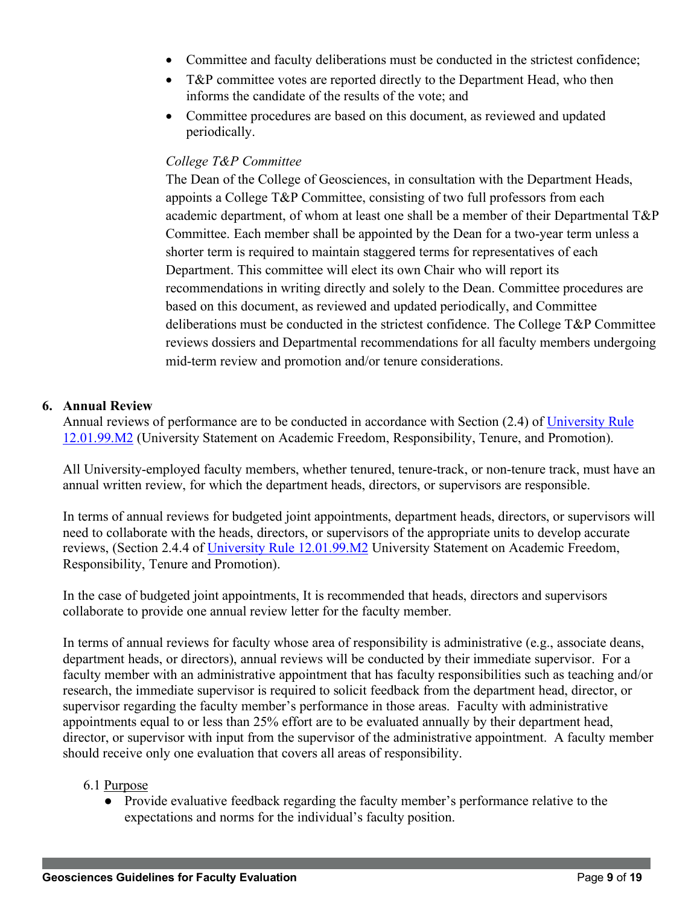- Committee and faculty deliberations must be conducted in the strictest confidence;
- T&P committee votes are reported directly to the Department Head, who then informs the candidate of the results of the vote; and
- Committee procedures are based on this document, as reviewed and updated periodically.

*College T&P Committee*

The Dean of the College of Geosciences, in consultation with the Department Heads, appoints a College T&P Committee, consisting of two full professors from each academic department, of whom at least one shall be a member of their Departmental T&P Committee. Each member shall be appointed by the Dean for a two-year term unless a shorter term is required to maintain staggered terms for representatives of each Department. This committee will elect its own Chair who will report its recommendations in writing directly and solely to the Dean. Committee procedures are based on this document, as reviewed and updated periodically, and Committee deliberations must be conducted in the strictest confidence. The College T&P Committee reviews dossiers and Departmental recommendations for all faculty members undergoing mid-term review and promotion and/or tenure considerations.

## 6. Annual Review

Annual reviews of performance are to be conducted in accordance with Section (2.4) of [University Rule 12.01.99.M2](University Rule 12.01.99.M2) (University Statement on Academic Freedom, Responsibility, Tenure, and Promotion).

All University-employed faculty members, whether tenured, tenure-track, or non-tenure track, must have an annual written review, for which the department heads, directors, or supervisors are responsible.

In terms of annual reviews for budgeted joint appointments, department heads, directors, or supervisors will need to collaborate with the heads, directors, or supervisors of the appropriate units to develop accurate reviews, (Section 2.4.4 of [University Rule 12.01.99.M2](University Rule 12.01.99.M2) University Statement on Academic Freedom, Responsibility, Tenure and Promotion).

In the case of budgeted joint appointments, It is recommended that heads, directors and supervisors collaborate to provide one annual review letter for the faculty member.

In terms of annual reviews for faculty whose area of responsibility is administrative (e.g., associate deans, department heads, or directors), annual reviews will be conducted by their immediate supervisor. For a faculty member with an administrative appointment that has faculty responsibilities such as teaching and/or research, the immediate supervisor is required to solicit feedback from the department head, director, or supervisor regarding the faculty member's performance in those areas. Faculty with administrative appointments equal to or less than 25% effort are to be evaluated annually by their department head, director, or supervisor with input from the supervisor of the administrative appointment. A faculty member should receive only one evaluation that covers all areas of responsibility.

### 6.1 Purpose

- Provide evaluative feedback regarding the faculty member's performance relative to the expectations and norms for the individual's faculty position.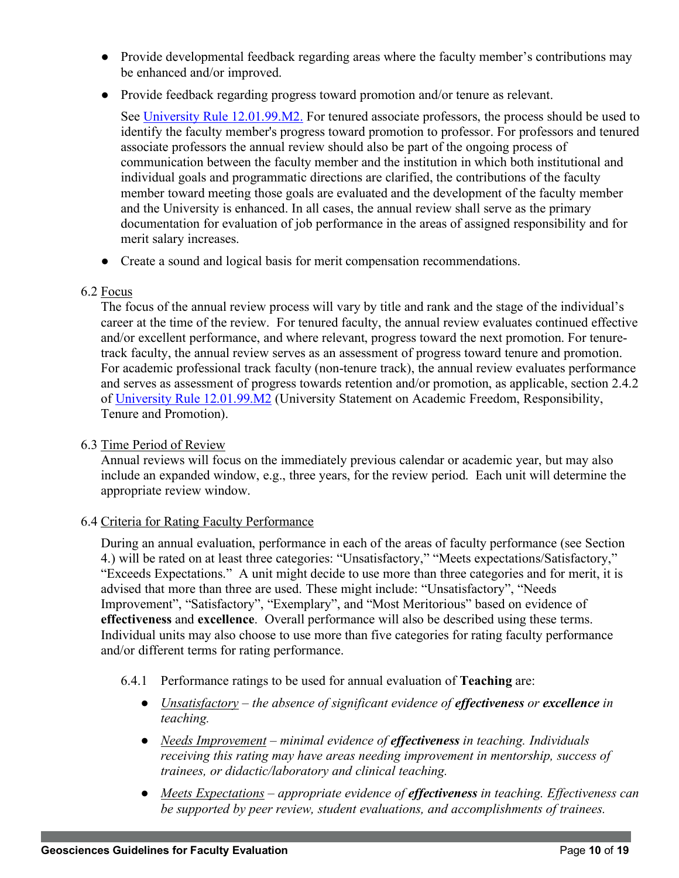- Provide developmental feedback regarding areas where the faculty member's contributions may be enhanced and/or improved.
- Provide feedback regarding progress toward promotion and/or tenure as relevant.

  See [University Rule 12.01.99.M2.]() For tenured associate professors, the process should be used to identify the faculty member's progress toward promotion to professor. For professors and tenured associate professors the annual review should also be part of the ongoing process of communication between the faculty member and the institution in which both institutional and individual goals and programmatic directions are clarified, the contributions of the faculty member toward meeting those goals are evaluated and the development of the faculty member and the University is enhanced. In all cases, the annual review shall serve as the primary documentation for evaluation of job performance in the areas of assigned responsibility and for merit salary increases.

- Create a sound and logical basis for merit compensation recommendations.

6.2 <u>Focus</u>

The focus of the annual review process will vary by title and rank and the stage of the individual's career at the time of the review. For tenured faculty, the annual review evaluates continued effective and/or excellent performance, and where relevant, progress toward the next promotion. For tenure-track faculty, the annual review serves as an assessment of progress toward tenure and promotion. For academic professional track faculty (non-tenure track), the annual review evaluates performance and serves as assessment of progress towards retention and/or promotion, as applicable, section 2.4.2 of University Rule 12.01.99.M2 (University Statement on Academic Freedom, Responsibility, Tenure and Promotion).

6.3 <u>Time Period of Review</u>

Annual reviews will focus on the immediately previous calendar or academic year, but may also include an expanded window, e.g., three years, for the review period. Each unit will determine the appropriate review window.

6.4 <u>Criteria for Rating Faculty Performance</u>

During an annual evaluation, performance in each of the areas of faculty performance (see Section 4.) will be rated on at least three categories: "Unsatisfactory," "Meets expectations/Satisfactory," "Exceeds Expectations." A unit might decide to use more than three categories and for merit, it is advised that more than three are used. These might include: "Unsatisfactory", "Needs Improvement", "Satisfactory", "Exemplary", and "Most Meritorious" based on evidence of **effectiveness** and **excellence**. Overall performance will also be described using these terms. Individual units may also choose to use more than five categories for rating faculty performance and/or different terms for rating performance.

6.4.1 Performance ratings to be used for annual evaluation of **Teaching** are:

- *<u>Unsatisfactory</u> – the absence of significant evidence of **effectiveness** or **excellence** in teaching.*
- *<u>Needs Improvement</u> – minimal evidence of **effectiveness** in teaching. Individuals receiving this rating may have areas needing improvement in mentorship, success of trainees, or didactic/laboratory and clinical teaching.*
- *<u>Meets Expectations</u> – appropriate evidence of **effectiveness** in teaching. Effectiveness can be supported by peer review, student evaluations, and accomplishments of trainees.*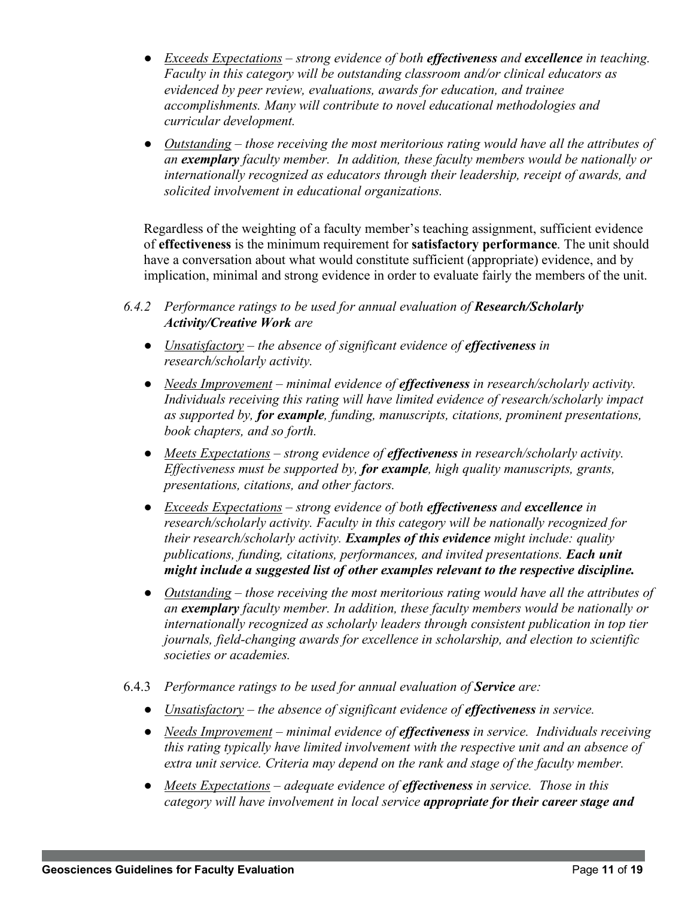- *<u>Exceeds Expectations</u> – strong evidence of both **effectiveness** and **excellence** in teaching. Faculty in this category will be outstanding classroom and/or clinical educators as evidenced by peer review, evaluations, awards for education, and trainee accomplishments. Many will contribute to novel educational methodologies and curricular development.*
- *<u>Outstanding</u> – those receiving the most meritorious rating would have all the attributes of an **exemplary** faculty member. In addition, these faculty members would be nationally or internationally recognized as educators through their leadership, receipt of awards, and solicited involvement in educational organizations.*

Regardless of the weighting of a faculty member's teaching assignment, sufficient evidence of **effectiveness** is the minimum requirement for **satisfactory performance**. The unit should have a conversation about what would constitute sufficient (appropriate) evidence, and by implication, minimal and strong evidence in order to evaluate fairly the members of the unit.

*6.4.2 Performance ratings to be used for annual evaluation of **Research/Scholarly Activity/Creative Work** are*

- *<u>Unsatisfactory</u> – the absence of significant evidence of **effectiveness** in research/scholarly activity.*
- *<u>Needs Improvement</u> – minimal evidence of **effectiveness** in research/scholarly activity. Individuals receiving this rating will have limited evidence of research/scholarly impact as supported by, **for example**, funding, manuscripts, citations, prominent presentations, book chapters, and so forth.*
- *<u>Meets Expectations</u> – strong evidence of **effectiveness** in research/scholarly activity. Effectiveness must be supported by, **for example**, high quality manuscripts, grants, presentations, citations, and other factors.*
- *<u>Exceeds Expectations</u> – strong evidence of both **effectiveness** and **excellence** in research/scholarly activity. Faculty in this category will be nationally recognized for their research/scholarly activity. **Examples of this evidence** might include: quality publications, funding, citations, performances, and invited presentations. **Each unit might include a suggested list of other examples relevant to the respective discipline.***
- *<u>Outstanding</u> – those receiving the most meritorious rating would have all the attributes of an **exemplary** faculty member. In addition, these faculty members would be nationally or internationally recognized as scholarly leaders through consistent publication in top tier journals, field-changing awards for excellence in scholarship, and election to scientific societies or academies.*

6.4.3 *Performance ratings to be used for annual evaluation of **Service** are:*

- *<u>Unsatisfactory</u> – the absence of significant evidence of **effectiveness** in service.*
- *<u>Needs Improvement</u> – minimal evidence of **effectiveness** in service. Individuals receiving this rating typically have limited involvement with the respective unit and an absence of extra unit service. Criteria may depend on the rank and stage of the faculty member.*
- *<u>Meets Expectations</u> – adequate evidence of **effectiveness** in service. Those in this category will have involvement in local service **appropriate for their career stage and***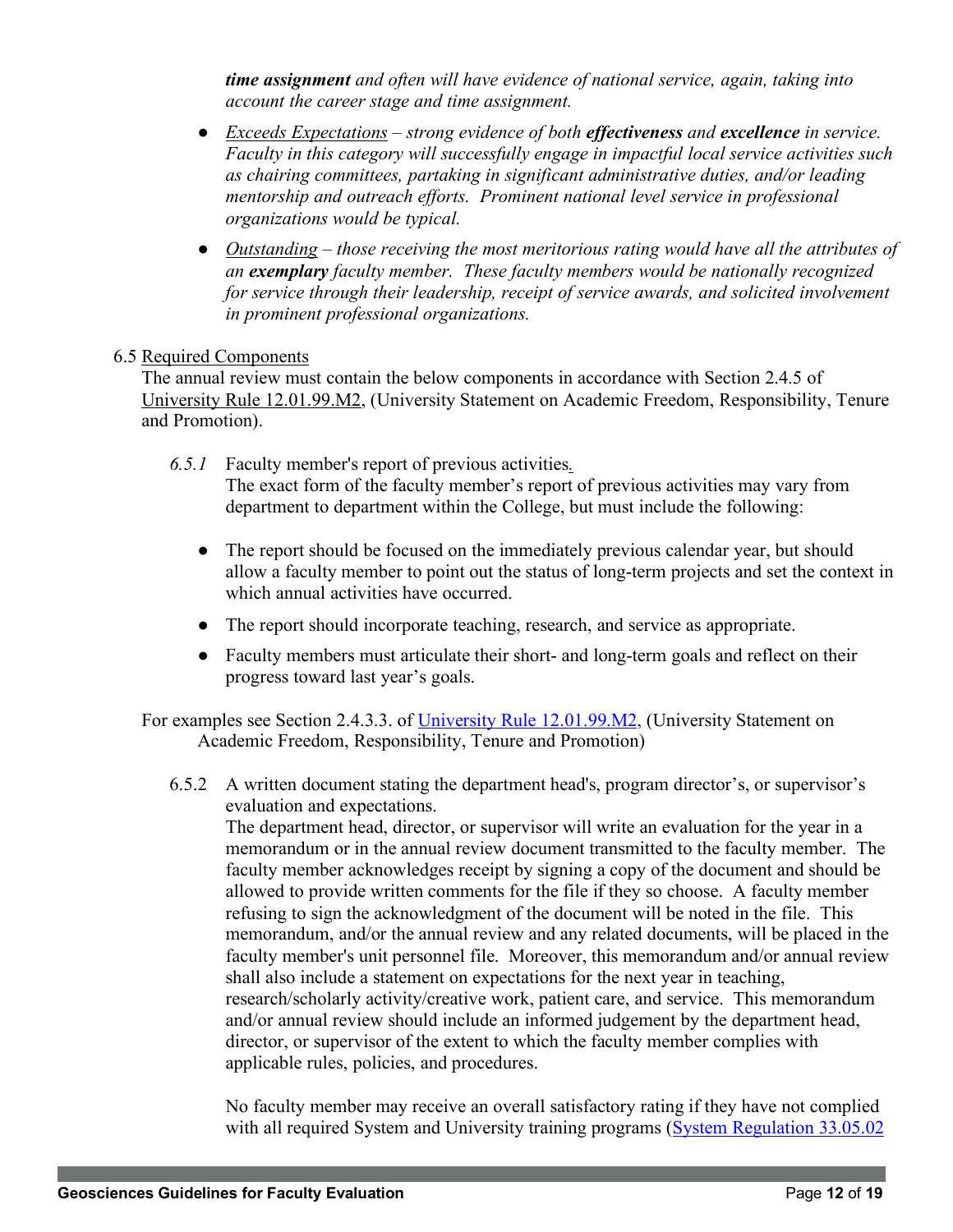*time assignment* and often will have evidence of national service, again, taking into account the career stage and time assignment.*

- *<u>Exceeds Expectations</u> – strong evidence of both **effectiveness** and **excellence** in service. Faculty in this category will successfully engage in impactful local service activities such as chairing committees, partaking in significant administrative duties, and/or leading mentorship and outreach efforts. Prominent national level service in professional organizations would be typical.*
- *<u>Outstanding</u> – those receiving the most meritorious rating would have all the attributes of an **exemplary** faculty member. These faculty members would be nationally recognized for service through their leadership, receipt of service awards, and solicited involvement in prominent professional organizations.*

6.5 <u>Required Components</u>

The annual review must contain the below components in accordance with Section 2.4.5 of <u>University Rule 12.01.99.M2</u>, (University Statement on Academic Freedom, Responsibility, Tenure and Promotion).

*6.5.1* Faculty member's report of previous activities.

The exact form of the faculty member's report of previous activities may vary from department to department within the College, but must include the following:

- The report should be focused on the immediately previous calendar year, but should allow a faculty member to point out the status of long-term projects and set the context in which annual activities have occurred.
- The report should incorporate teaching, research, and service as appropriate.
- Faculty members must articulate their short- and long-term goals and reflect on their progress toward last year's goals.

For examples see Section 2.4.3.3. of [University Rule 12.01.99.M2](), (University Statement on Academic Freedom, Responsibility, Tenure and Promotion)

6.5.2 A written document stating the department head's, program director's, or supervisor's evaluation and expectations.

The department head, director, or supervisor will write an evaluation for the year in a memorandum or in the annual review document transmitted to the faculty member. The faculty member acknowledges receipt by signing a copy of the document and should be allowed to provide written comments for the file if they so choose. A faculty member refusing to sign the acknowledgment of the document will be noted in the file. This memorandum, and/or the annual review and any related documents, will be placed in the faculty member's unit personnel file. Moreover, this memorandum and/or annual review shall also include a statement on expectations for the next year in teaching, research/scholarly activity/creative work, patient care, and service. This memorandum and/or annual review should include an informed judgement by the department head, director, or supervisor of the extent to which the faculty member complies with applicable rules, policies, and procedures.

No faculty member may receive an overall satisfactory rating if they have not complied with all required System and University training programs ([System Regulation 33.05.02]()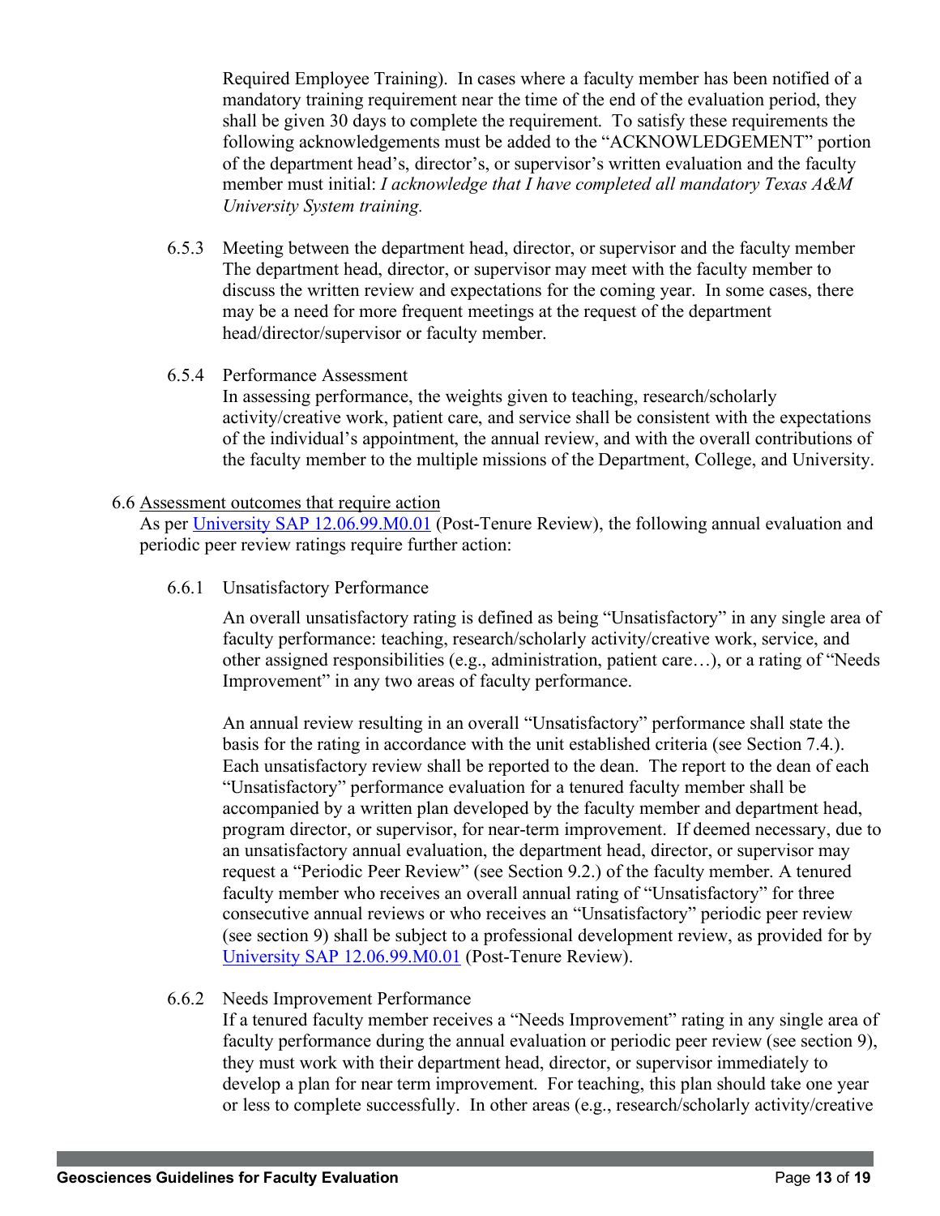Required Employee Training). In cases where a faculty member has been notified of a mandatory training requirement near the time of the end of the evaluation period, they shall be given 30 days to complete the requirement. To satisfy these requirements the following acknowledgements must be added to the "ACKNOWLEDGEMENT" portion of the department head's, director's, or supervisor's written evaluation and the faculty member must initial: *I acknowledge that I have completed all mandatory Texas A&M University System training.*

6.5.3 Meeting between the department head, director, or supervisor and the faculty member
The department head, director, or supervisor may meet with the faculty member to discuss the written review and expectations for the coming year. In some cases, there may be a need for more frequent meetings at the request of the department head/director/supervisor or faculty member.

6.5.4 Performance Assessment
In assessing performance, the weights given to teaching, research/scholarly activity/creative work, patient care, and service shall be consistent with the expectations of the individual's appointment, the annual review, and with the overall contributions of the faculty member to the multiple missions of the Department, College, and University.

### 6.6 Assessment outcomes that require action

As per [University SAP 12.06.99.M0.01](University SAP 12.06.99.M0.01) (Post-Tenure Review), the following annual evaluation and periodic peer review ratings require further action:

6.6.1 Unsatisfactory Performance

An overall unsatisfactory rating is defined as being "Unsatisfactory" in any single area of faculty performance: teaching, research/scholarly activity/creative work, service, and other assigned responsibilities (e.g., administration, patient care…), or a rating of "Needs Improvement" in any two areas of faculty performance.

An annual review resulting in an overall "Unsatisfactory" performance shall state the basis for the rating in accordance with the unit established criteria (see Section 7.4.). Each unsatisfactory review shall be reported to the dean. The report to the dean of each "Unsatisfactory" performance evaluation for a tenured faculty member shall be accompanied by a written plan developed by the faculty member and department head, program director, or supervisor, for near-term improvement. If deemed necessary, due to an unsatisfactory annual evaluation, the department head, director, or supervisor may request a "Periodic Peer Review" (see Section 9.2.) of the faculty member. A tenured faculty member who receives an overall annual rating of "Unsatisfactory" for three consecutive annual reviews or who receives an "Unsatisfactory" periodic peer review (see section 9) shall be subject to a professional development review, as provided for by [University SAP 12.06.99.M0.01](University SAP 12.06.99.M0.01) (Post-Tenure Review).

6.6.2 Needs Improvement Performance
If a tenured faculty member receives a "Needs Improvement" rating in any single area of faculty performance during the annual evaluation or periodic peer review (see section 9), they must work with their department head, director, or supervisor immediately to develop a plan for near term improvement. For teaching, this plan should take one year or less to complete successfully. In other areas (e.g., research/scholarly activity/creative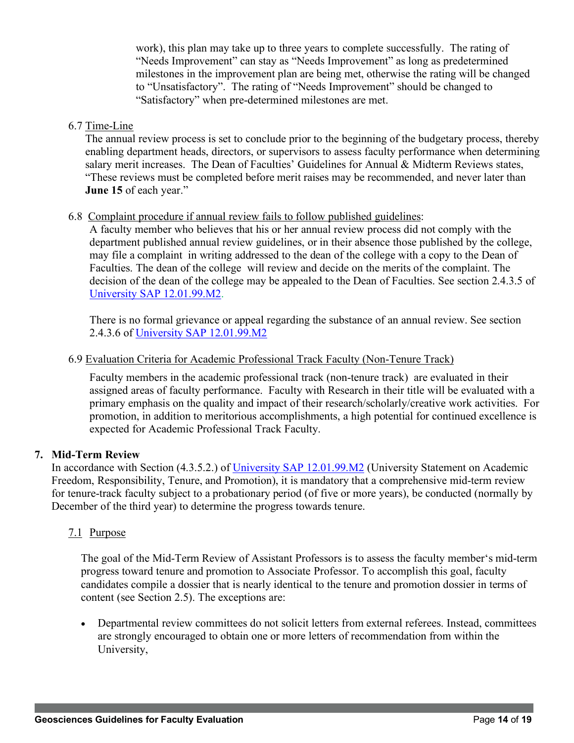work), this plan may take up to three years to complete successfully. The rating of "Needs Improvement" can stay as "Needs Improvement" as long as predetermined milestones in the improvement plan are being met, otherwise the rating will be changed to "Unsatisfactory". The rating of "Needs Improvement" should be changed to "Satisfactory" when pre-determined milestones are met.

6.7 Time-Line

The annual review process is set to conclude prior to the beginning of the budgetary process, thereby enabling department heads, directors, or supervisors to assess faculty performance when determining salary merit increases. The Dean of Faculties' Guidelines for Annual & Midterm Reviews states, "These reviews must be completed before merit raises may be recommended, and never later than **June 15** of each year."

6.8 Complaint procedure if annual review fails to follow published guidelines:

A faculty member who believes that his or her annual review process did not comply with the department published annual review guidelines, or in their absence those published by the college, may file a complaint in writing addressed to the dean of the college with a copy to the Dean of Faculties. The dean of the college will review and decide on the merits of the complaint. The decision of the dean of the college may be appealed to the Dean of Faculties. See section 2.4.3.5 of University SAP 12.01.99.M2.

There is no formal grievance or appeal regarding the substance of an annual review. See section 2.4.3.6 of University SAP 12.01.99.M2

6.9 Evaluation Criteria for Academic Professional Track Faculty (Non-Tenure Track)

Faculty members in the academic professional track (non-tenure track) are evaluated in their assigned areas of faculty performance. Faculty with Research in their title will be evaluated with a primary emphasis on the quality and impact of their research/scholarly/creative work activities. For promotion, in addition to meritorious accomplishments, a high potential for continued excellence is expected for Academic Professional Track Faculty.

## 7. Mid-Term Review

In accordance with Section (4.3.5.2.) of University SAP 12.01.99.M2 (University Statement on Academic Freedom, Responsibility, Tenure, and Promotion), it is mandatory that a comprehensive mid-term review for tenure-track faculty subject to a probationary period (of five or more years), be conducted (normally by December of the third year) to determine the progress towards tenure.

### 7.1 Purpose

The goal of the Mid-Term Review of Assistant Professors is to assess the faculty member's mid-term progress toward tenure and promotion to Associate Professor. To accomplish this goal, faculty candidates compile a dossier that is nearly identical to the tenure and promotion dossier in terms of content (see Section 2.5). The exceptions are:

- Departmental review committees do not solicit letters from external referees. Instead, committees are strongly encouraged to obtain one or more letters of recommendation from within the University,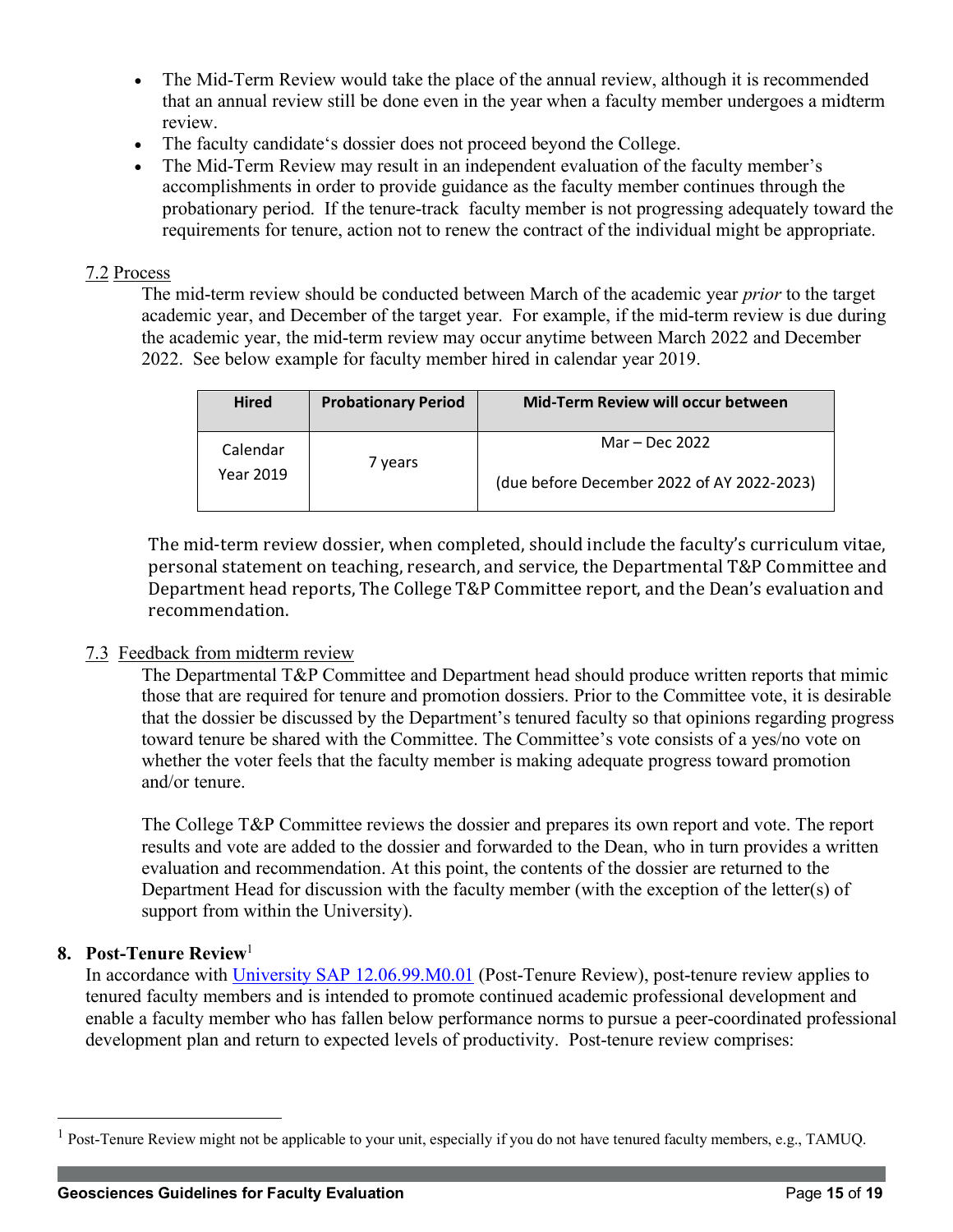- The Mid-Term Review would take the place of the annual review, although it is recommended that an annual review still be done even in the year when a faculty member undergoes a midterm review.
- The faculty candidate's dossier does not proceed beyond the College.
- The Mid-Term Review may result in an independent evaluation of the faculty member's accomplishments in order to provide guidance as the faculty member continues through the probationary period. If the tenure-track faculty member is not progressing adequately toward the requirements for tenure, action not to renew the contract of the individual might be appropriate.

7.2 Process

The mid-term review should be conducted between March of the academic year *prior* to the target academic year, and December of the target year. For example, if the mid-term review is due during the academic year, the mid-term review may occur anytime between March 2022 and December 2022. See below example for faculty member hired in calendar year 2019.

| Hired | Probationary Period | Mid-Term Review will occur between |
|---|---|---|
| Calendar Year 2019 | 7 years | Mar – Dec 2022<br><br>(due before December 2022 of AY 2022-2023) |

The mid-term review dossier, when completed, should include the faculty's curriculum vitae, personal statement on teaching, research, and service, the Departmental T&P Committee and Department head reports, The College T&P Committee report, and the Dean's evaluation and recommendation.

7.3 Feedback from midterm review

The Departmental T&P Committee and Department head should produce written reports that mimic those that are required for tenure and promotion dossiers. Prior to the Committee vote, it is desirable that the dossier be discussed by the Department's tenured faculty so that opinions regarding progress toward tenure be shared with the Committee. The Committee's vote consists of a yes/no vote on whether the voter feels that the faculty member is making adequate progress toward promotion and/or tenure.

The College T&P Committee reviews the dossier and prepares its own report and vote. The report results and vote are added to the dossier and forwarded to the Dean, who in turn provides a written evaluation and recommendation. At this point, the contents of the dossier are returned to the Department Head for discussion with the faculty member (with the exception of the letter(s) of support from within the University).

## 8. Post-Tenure Review[1]

In accordance with University SAP 12.06.99.M0.01 (Post-Tenure Review), post-tenure review applies to tenured faculty members and is intended to promote continued academic professional development and enable a faculty member who has fallen below performance norms to pursue a peer-coordinated professional development plan and return to expected levels of productivity. Post-tenure review comprises:

[1] Post-Tenure Review might not be applicable to your unit, especially if you do not have tenured faculty members, e.g., TAMUQ.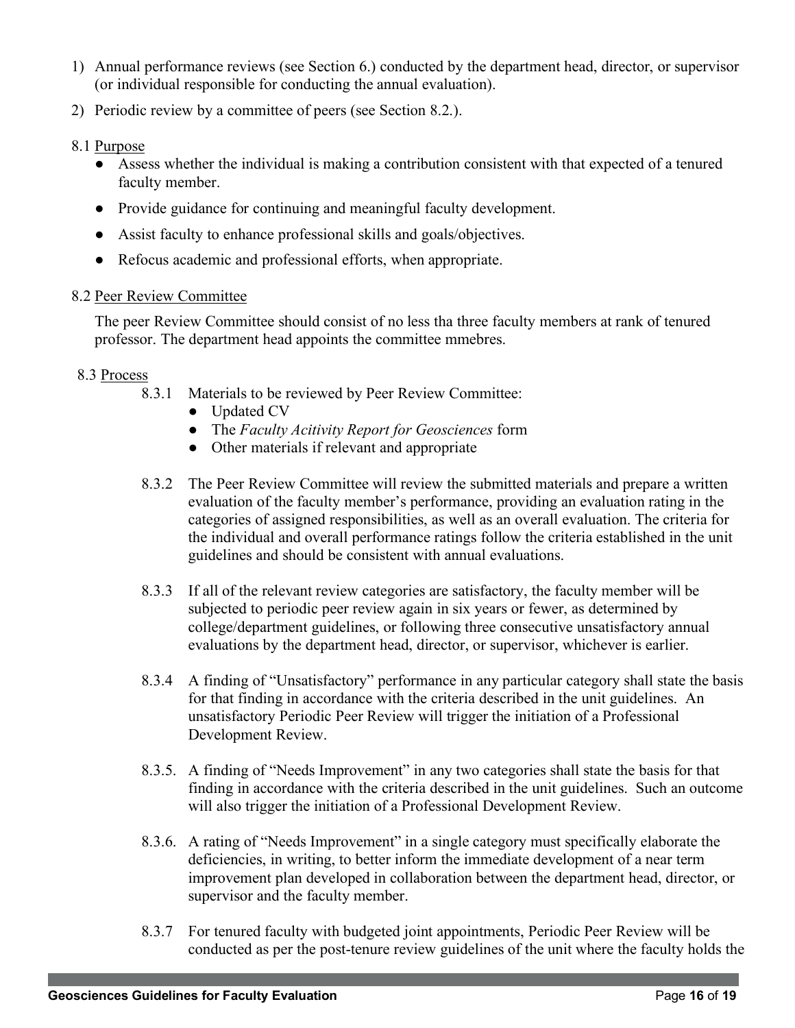1) Annual performance reviews (see Section 6.) conducted by the department head, director, or supervisor (or individual responsible for conducting the annual evaluation).
2) Periodic review by a committee of peers (see Section 8.2.).

8.1 Purpose

- Assess whether the individual is making a contribution consistent with that expected of a tenured faculty member.
- Provide guidance for continuing and meaningful faculty development.
- Assist faculty to enhance professional skills and goals/objectives.
- Refocus academic and professional efforts, when appropriate.

8.2 Peer Review Committee

The peer Review Committee should consist of no less tha three faculty members at rank of tenured professor. The department head appoints the committee mmebres.

8.3 Process

8.3.1 Materials to be reviewed by Peer Review Committee:

- Updated CV
- The *Faculty Acitivity Report for Geosciences* form
- Other materials if relevant and appropriate

8.3.2 The Peer Review Committee will review the submitted materials and prepare a written evaluation of the faculty member's performance, providing an evaluation rating in the categories of assigned responsibilities, as well as an overall evaluation. The criteria for the individual and overall performance ratings follow the criteria established in the unit guidelines and should be consistent with annual evaluations.

8.3.3 If all of the relevant review categories are satisfactory, the faculty member will be subjected to periodic peer review again in six years or fewer, as determined by college/department guidelines, or following three consecutive unsatisfactory annual evaluations by the department head, director, or supervisor, whichever is earlier.

8.3.4 A finding of "Unsatisfactory" performance in any particular category shall state the basis for that finding in accordance with the criteria described in the unit guidelines. An unsatisfactory Periodic Peer Review will trigger the initiation of a Professional Development Review.

8.3.5. A finding of "Needs Improvement" in any two categories shall state the basis for that finding in accordance with the criteria described in the unit guidelines. Such an outcome will also trigger the initiation of a Professional Development Review.

8.3.6. A rating of "Needs Improvement" in a single category must specifically elaborate the deficiencies, in writing, to better inform the immediate development of a near term improvement plan developed in collaboration between the department head, director, or supervisor and the faculty member.

8.3.7 For tenured faculty with budgeted joint appointments, Periodic Peer Review will be conducted as per the post-tenure review guidelines of the unit where the faculty holds the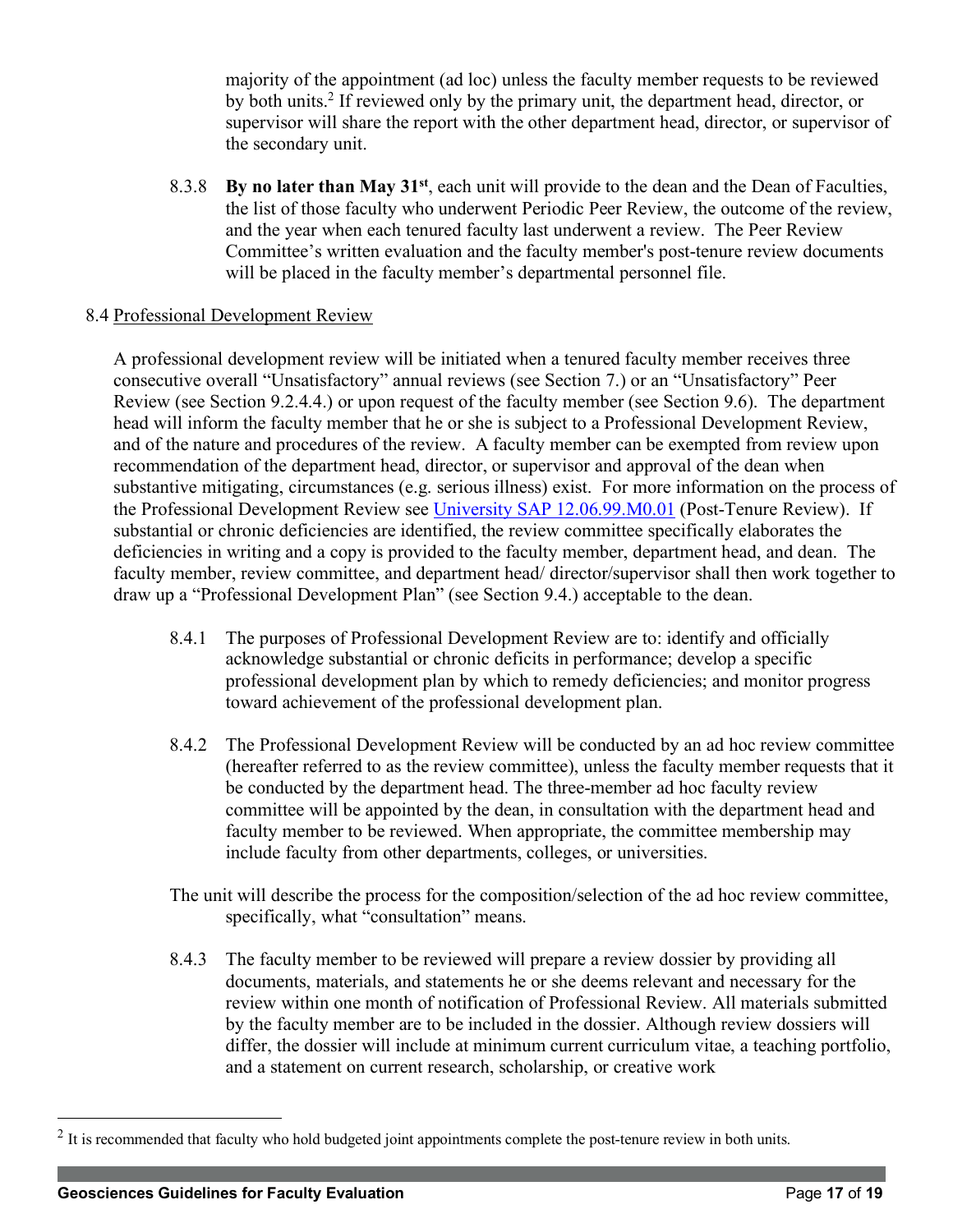majority of the appointment (ad loc) unless the faculty member requests to be reviewed by both units.[2] If reviewed only by the primary unit, the department head, director, or supervisor will share the report with the other department head, director, or supervisor of the secondary unit.

8.3.8 **By no later than May 31st**, each unit will provide to the dean and the Dean of Faculties, the list of those faculty who underwent Periodic Peer Review, the outcome of the review, and the year when each tenured faculty last underwent a review. The Peer Review Committee's written evaluation and the faculty member's post-tenure review documents will be placed in the faculty member's departmental personnel file.

8.4 Professional Development Review

A professional development review will be initiated when a tenured faculty member receives three consecutive overall "Unsatisfactory" annual reviews (see Section 7.) or an "Unsatisfactory" Peer Review (see Section 9.2.4.4.) or upon request of the faculty member (see Section 9.6). The department head will inform the faculty member that he or she is subject to a Professional Development Review, and of the nature and procedures of the review. A faculty member can be exempted from review upon recommendation of the department head, director, or supervisor and approval of the dean when substantive mitigating, circumstances (e.g. serious illness) exist. For more information on the process of the Professional Development Review see University SAP 12.06.99.M0.01 (Post-Tenure Review). If substantial or chronic deficiencies are identified, the review committee specifically elaborates the deficiencies in writing and a copy is provided to the faculty member, department head, and dean. The faculty member, review committee, and department head/ director/supervisor shall then work together to draw up a "Professional Development Plan" (see Section 9.4.) acceptable to the dean.

8.4.1 The purposes of Professional Development Review are to: identify and officially acknowledge substantial or chronic deficits in performance; develop a specific professional development plan by which to remedy deficiencies; and monitor progress toward achievement of the professional development plan.

8.4.2 The Professional Development Review will be conducted by an ad hoc review committee (hereafter referred to as the review committee), unless the faculty member requests that it be conducted by the department head. The three-member ad hoc faculty review committee will be appointed by the dean, in consultation with the department head and faculty member to be reviewed. When appropriate, the committee membership may include faculty from other departments, colleges, or universities.

The unit will describe the process for the composition/selection of the ad hoc review committee, specifically, what "consultation" means.

8.4.3 The faculty member to be reviewed will prepare a review dossier by providing all documents, materials, and statements he or she deems relevant and necessary for the review within one month of notification of Professional Review. All materials submitted by the faculty member are to be included in the dossier. Although review dossiers will differ, the dossier will include at minimum current curriculum vitae, a teaching portfolio, and a statement on current research, scholarship, or creative work

[2] It is recommended that faculty who hold budgeted joint appointments complete the post-tenure review in both units.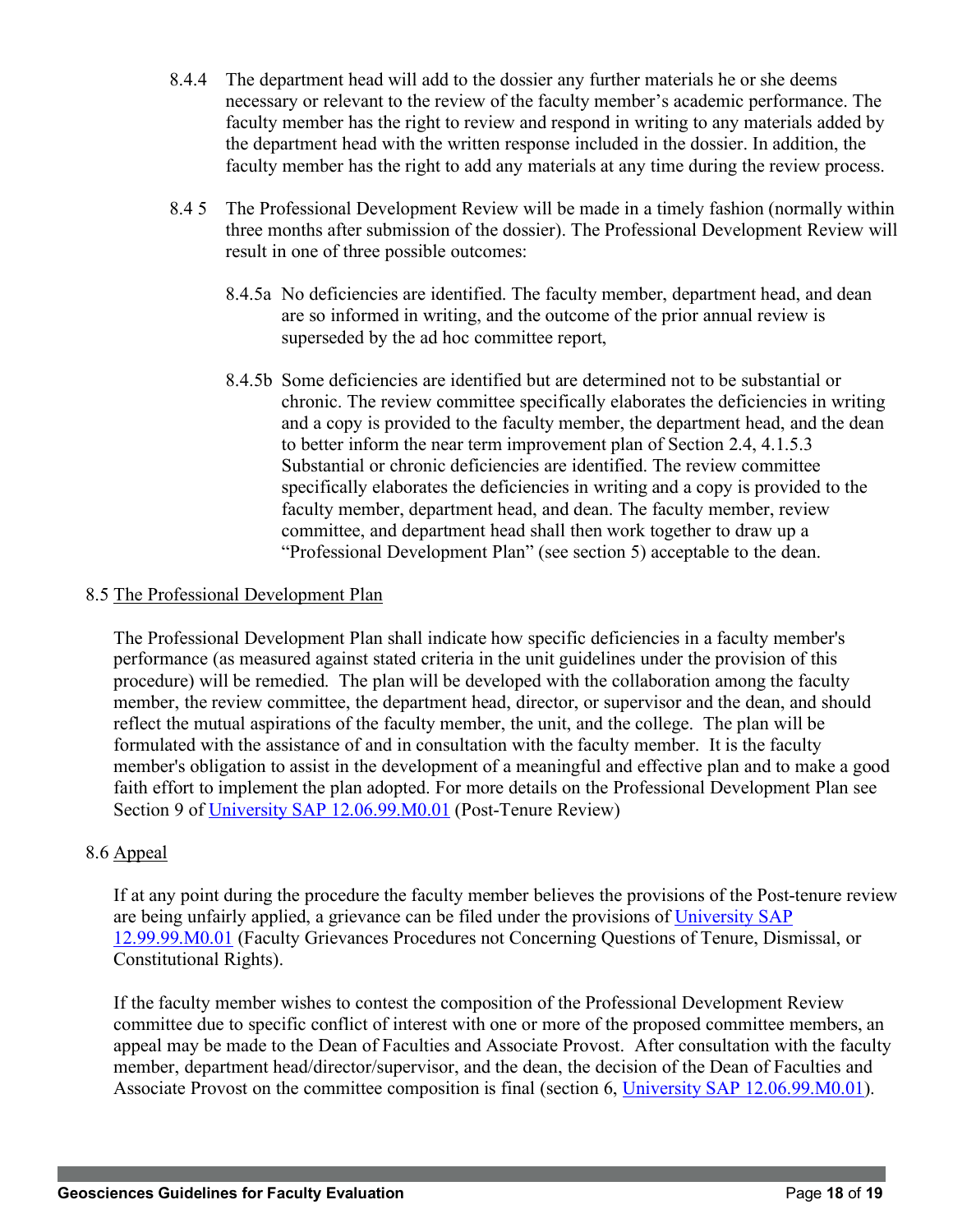8.4.4 The department head will add to the dossier any further materials he or she deems necessary or relevant to the review of the faculty member's academic performance. The faculty member has the right to review and respond in writing to any materials added by the department head with the written response included in the dossier. In addition, the faculty member has the right to add any materials at any time during the review process.

8.4 5 The Professional Development Review will be made in a timely fashion (normally within three months after submission of the dossier). The Professional Development Review will result in one of three possible outcomes:

8.4.5a No deficiencies are identified. The faculty member, department head, and dean are so informed in writing, and the outcome of the prior annual review is superseded by the ad hoc committee report,

8.4.5b Some deficiencies are identified but are determined not to be substantial or chronic. The review committee specifically elaborates the deficiencies in writing and a copy is provided to the faculty member, the department head, and the dean to better inform the near term improvement plan of Section 2.4, 4.1.5.3 Substantial or chronic deficiencies are identified. The review committee specifically elaborates the deficiencies in writing and a copy is provided to the faculty member, department head, and dean. The faculty member, review committee, and department head shall then work together to draw up a "Professional Development Plan" (see section 5) acceptable to the dean.

8.5 <u>The Professional Development Plan</u>

The Professional Development Plan shall indicate how specific deficiencies in a faculty member's performance (as measured against stated criteria in the unit guidelines under the provision of this procedure) will be remedied. The plan will be developed with the collaboration among the faculty member, the review committee, the department head, director, or supervisor and the dean, and should reflect the mutual aspirations of the faculty member, the unit, and the college. The plan will be formulated with the assistance of and in consultation with the faculty member. It is the faculty member's obligation to assist in the development of a meaningful and effective plan and to make a good faith effort to implement the plan adopted. For more details on the Professional Development Plan see Section 9 of University SAP 12.06.99.M0.01 (Post-Tenure Review)

8.6 <u>Appeal</u>

If at any point during the procedure the faculty member believes the provisions of the Post-tenure review are being unfairly applied, a grievance can be filed under the provisions of University SAP 12.99.99.M0.01 (Faculty Grievances Procedures not Concerning Questions of Tenure, Dismissal, or Constitutional Rights).

If the faculty member wishes to contest the composition of the Professional Development Review committee due to specific conflict of interest with one or more of the proposed committee members, an appeal may be made to the Dean of Faculties and Associate Provost. After consultation with the faculty member, department head/director/supervisor, and the dean, the decision of the Dean of Faculties and Associate Provost on the committee composition is final (section 6, University SAP 12.06.99.M0.01).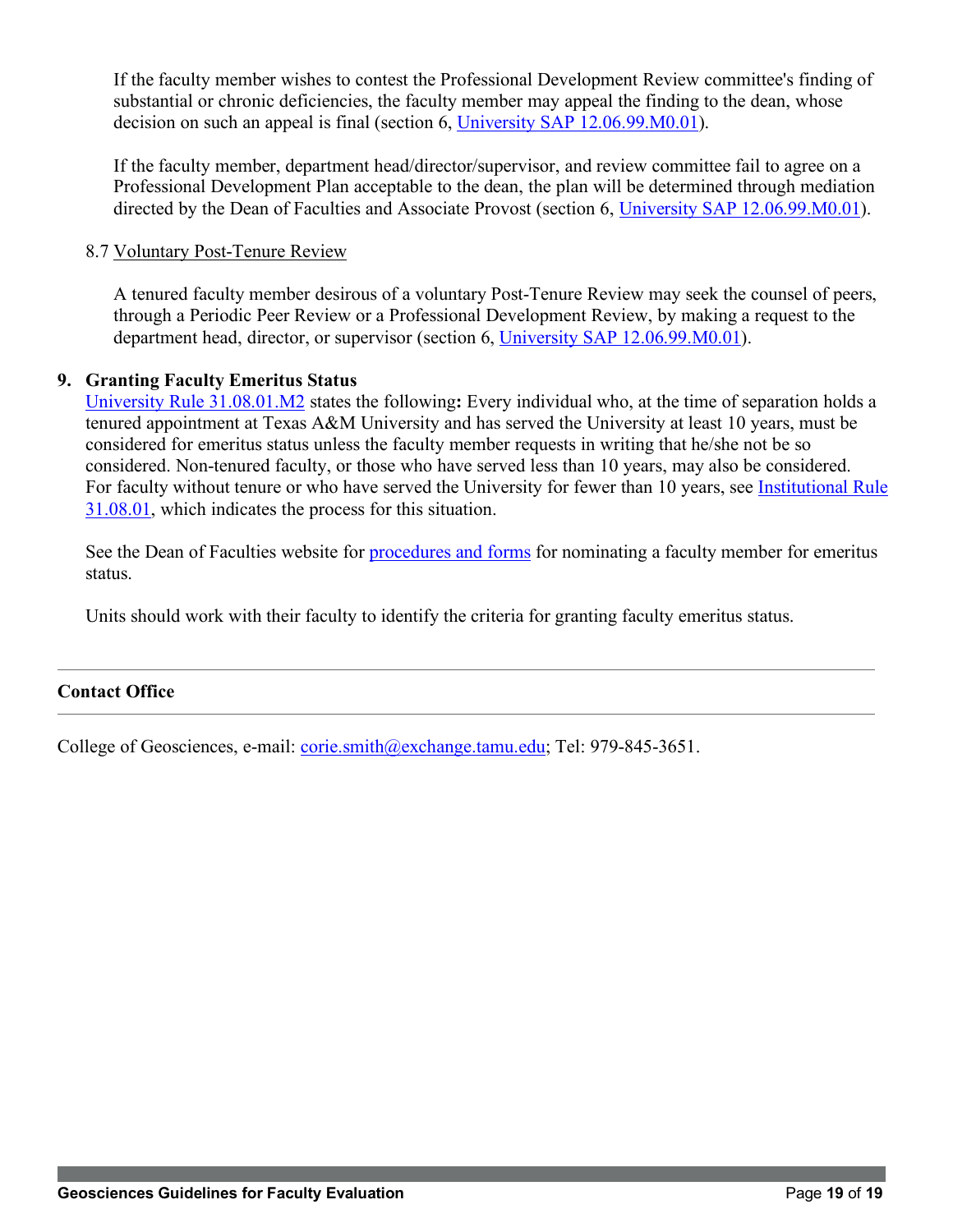If the faculty member wishes to contest the Professional Development Review committee's finding of substantial or chronic deficiencies, the faculty member may appeal the finding to the dean, whose decision on such an appeal is final (section 6, University SAP 12.06.99.M0.01).

If the faculty member, department head/director/supervisor, and review committee fail to agree on a Professional Development Plan acceptable to the dean, the plan will be determined through mediation directed by the Dean of Faculties and Associate Provost (section 6, University SAP 12.06.99.M0.01).

8.7 Voluntary Post-Tenure Review

A tenured faculty member desirous of a voluntary Post-Tenure Review may seek the counsel of peers, through a Periodic Peer Review or a Professional Development Review, by making a request to the department head, director, or supervisor (section 6, University SAP 12.06.99.M0.01).

## 9. Granting Faculty Emeritus Status

University Rule 31.08.01.M2 states the following**:** Every individual who, at the time of separation holds a tenured appointment at Texas A&M University and has served the University at least 10 years, must be considered for emeritus status unless the faculty member requests in writing that he/she not be so considered. Non-tenured faculty, or those who have served less than 10 years, may also be considered. For faculty without tenure or who have served the University for fewer than 10 years, see Institutional Rule 31.08.01, which indicates the process for this situation.

See the Dean of Faculties website for procedures and forms for nominating a faculty member for emeritus status.

Units should work with their faculty to identify the criteria for granting faculty emeritus status.

---

**Contact Office**

---

College of Geosciences, e-mail: corie.smith@exchange.tamu.edu; Tel: 979-845-3651.